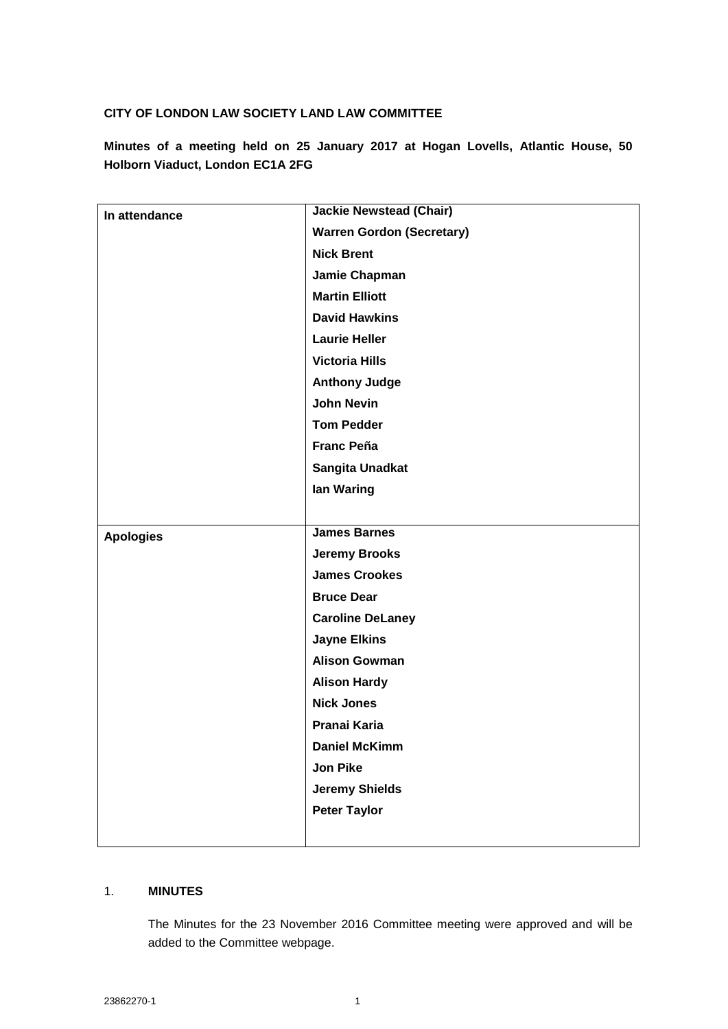**CITY OF LONDON LAW SOCIETY LAND LAW COMMITTEE**

**Minutes of a meeting held on 25 January 2017 at Hogan Lovells, Atlantic House, 50 Holborn Viaduct, London EC1A 2FG**

| | |
|---|---|
| **In attendance** | **Jackie Newstead (Chair)**<br>**Warren Gordon (Secretary)**<br>**Nick Brent**<br>**Jamie Chapman**<br>**Martin Elliott**<br>**David Hawkins**<br>**Laurie Heller**<br>**Victoria Hills**<br>**Anthony Judge**<br>**John Nevin**<br>**Tom Pedder**<br>**Franc Peña**<br>**Sangita Unadkat**<br>**Ian Waring** |
| **Apologies** | **James Barnes**<br>**Jeremy Brooks**<br>**James Crookes**<br>**Bruce Dear**<br>**Caroline DeLaney**<br>**Jayne Elkins**<br>**Alison Gowman**<br>**Alison Hardy**<br>**Nick Jones**<br>**Pranai Karia**<br>**Daniel McKimm**<br>**Jon Pike**<br>**Jeremy Shields**<br>**Peter Taylor** |

1. **MINUTES**

   The Minutes for the 23 November 2016 Committee meeting were approved and will be added to the Committee webpage.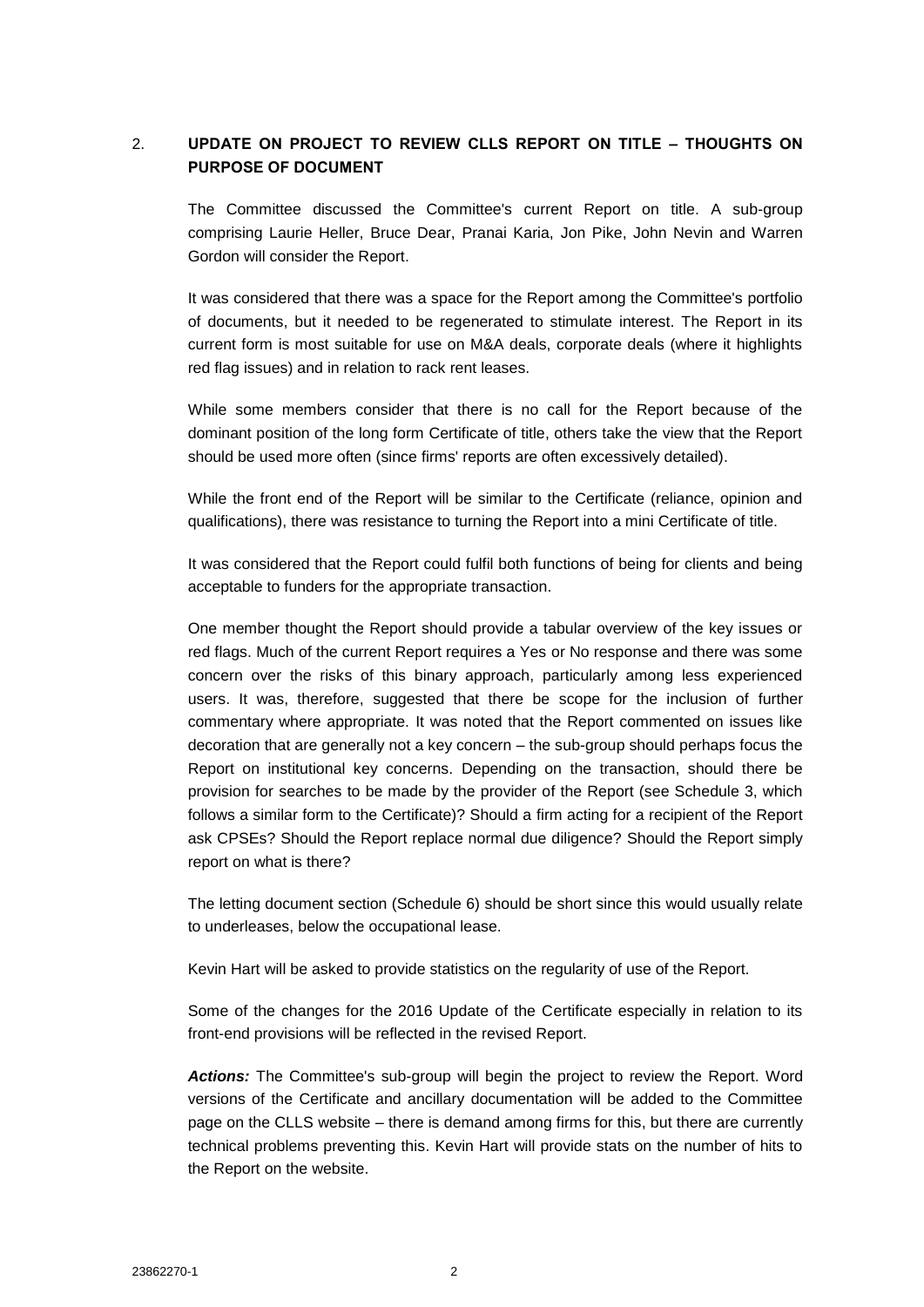## 2. UPDATE ON PROJECT TO REVIEW CLLS REPORT ON TITLE – THOUGHTS ON PURPOSE OF DOCUMENT

The Committee discussed the Committee's current Report on title. A sub-group comprising Laurie Heller, Bruce Dear, Pranai Karia, Jon Pike, John Nevin and Warren Gordon will consider the Report.

It was considered that there was a space for the Report among the Committee's portfolio of documents, but it needed to be regenerated to stimulate interest. The Report in its current form is most suitable for use on M&A deals, corporate deals (where it highlights red flag issues) and in relation to rack rent leases.

While some members consider that there is no call for the Report because of the dominant position of the long form Certificate of title, others take the view that the Report should be used more often (since firms' reports are often excessively detailed).

While the front end of the Report will be similar to the Certificate (reliance, opinion and qualifications), there was resistance to turning the Report into a mini Certificate of title.

It was considered that the Report could fulfil both functions of being for clients and being acceptable to funders for the appropriate transaction.

One member thought the Report should provide a tabular overview of the key issues or red flags. Much of the current Report requires a Yes or No response and there was some concern over the risks of this binary approach, particularly among less experienced users. It was, therefore, suggested that there be scope for the inclusion of further commentary where appropriate. It was noted that the Report commented on issues like decoration that are generally not a key concern – the sub-group should perhaps focus the Report on institutional key concerns. Depending on the transaction, should there be provision for searches to be made by the provider of the Report (see Schedule 3, which follows a similar form to the Certificate)? Should a firm acting for a recipient of the Report ask CPSEs? Should the Report replace normal due diligence? Should the Report simply report on what is there?

The letting document section (Schedule 6) should be short since this would usually relate to underleases, below the occupational lease.

Kevin Hart will be asked to provide statistics on the regularity of use of the Report.

Some of the changes for the 2016 Update of the Certificate especially in relation to its front-end provisions will be reflected in the revised Report.

***Actions:*** The Committee's sub-group will begin the project to review the Report. Word versions of the Certificate and ancillary documentation will be added to the Committee page on the CLLS website – there is demand among firms for this, but there are currently technical problems preventing this. Kevin Hart will provide stats on the number of hits to the Report on the website.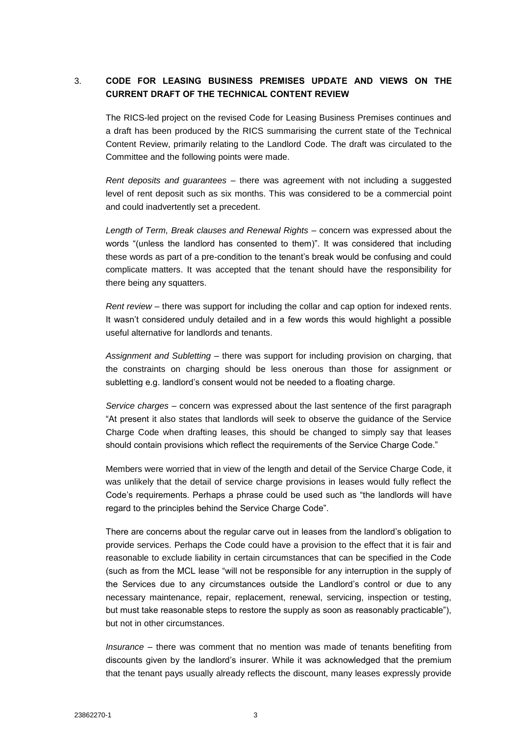## 3. CODE FOR LEASING BUSINESS PREMISES UPDATE AND VIEWS ON THE CURRENT DRAFT OF THE TECHNICAL CONTENT REVIEW

The RICS-led project on the revised Code for Leasing Business Premises continues and a draft has been produced by the RICS summarising the current state of the Technical Content Review, primarily relating to the Landlord Code. The draft was circulated to the Committee and the following points were made.

*Rent deposits and guarantees* – there was agreement with not including a suggested level of rent deposit such as six months. This was considered to be a commercial point and could inadvertently set a precedent.

*Length of Term, Break clauses and Renewal Rights* – concern was expressed about the words "(unless the landlord has consented to them)". It was considered that including these words as part of a pre-condition to the tenant's break would be confusing and could complicate matters. It was accepted that the tenant should have the responsibility for there being any squatters.

*Rent review* – there was support for including the collar and cap option for indexed rents. It wasn't considered unduly detailed and in a few words this would highlight a possible useful alternative for landlords and tenants.

*Assignment and Subletting* – there was support for including provision on charging, that the constraints on charging should be less onerous than those for assignment or subletting e.g. landlord's consent would not be needed to a floating charge.

*Service charges* – concern was expressed about the last sentence of the first paragraph "At present it also states that landlords will seek to observe the guidance of the Service Charge Code when drafting leases, this should be changed to simply say that leases should contain provisions which reflect the requirements of the Service Charge Code."

Members were worried that in view of the length and detail of the Service Charge Code, it was unlikely that the detail of service charge provisions in leases would fully reflect the Code's requirements. Perhaps a phrase could be used such as "the landlords will have regard to the principles behind the Service Charge Code".

There are concerns about the regular carve out in leases from the landlord's obligation to provide services. Perhaps the Code could have a provision to the effect that it is fair and reasonable to exclude liability in certain circumstances that can be specified in the Code (such as from the MCL lease "will not be responsible for any interruption in the supply of the Services due to any circumstances outside the Landlord's control or due to any necessary maintenance, repair, replacement, renewal, servicing, inspection or testing, but must take reasonable steps to restore the supply as soon as reasonably practicable"), but not in other circumstances.

*Insurance* – there was comment that no mention was made of tenants benefiting from discounts given by the landlord's insurer. While it was acknowledged that the premium that the tenant pays usually already reflects the discount, many leases expressly provide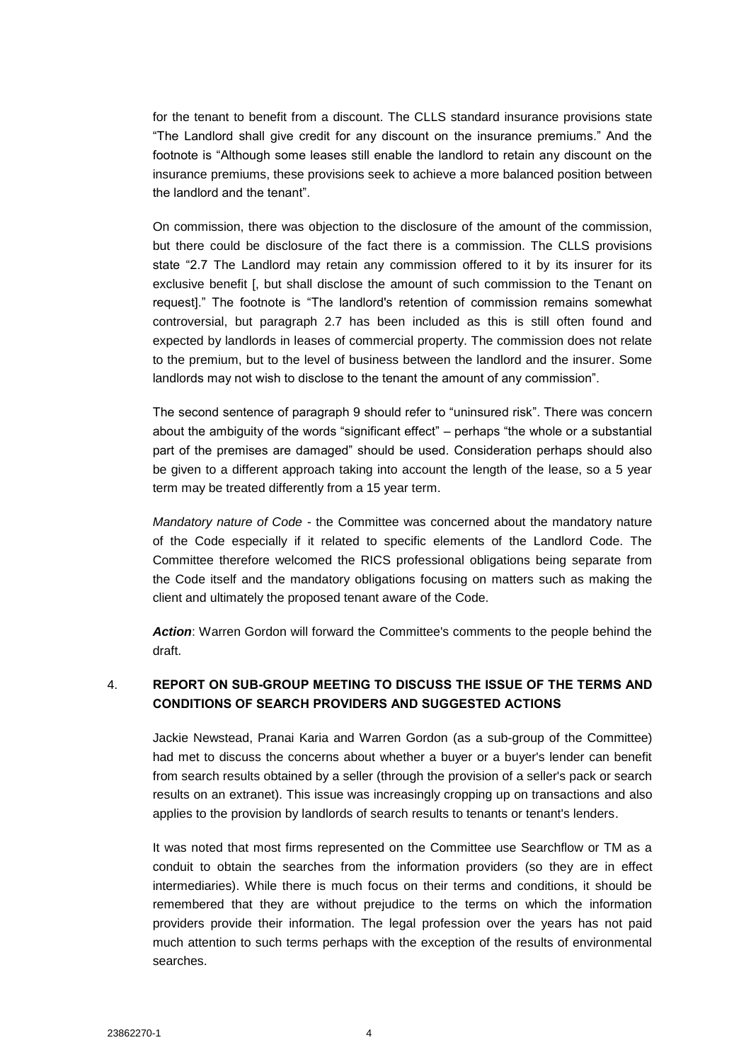for the tenant to benefit from a discount. The CLLS standard insurance provisions state "The Landlord shall give credit for any discount on the insurance premiums." And the footnote is "Although some leases still enable the landlord to retain any discount on the insurance premiums, these provisions seek to achieve a more balanced position between the landlord and the tenant".

On commission, there was objection to the disclosure of the amount of the commission, but there could be disclosure of the fact there is a commission. The CLLS provisions state "2.7 The Landlord may retain any commission offered to it by its insurer for its exclusive benefit [, but shall disclose the amount of such commission to the Tenant on request]." The footnote is "The landlord's retention of commission remains somewhat controversial, but paragraph 2.7 has been included as this is still often found and expected by landlords in leases of commercial property. The commission does not relate to the premium, but to the level of business between the landlord and the insurer. Some landlords may not wish to disclose to the tenant the amount of any commission".

The second sentence of paragraph 9 should refer to "uninsured risk". There was concern about the ambiguity of the words "significant effect" – perhaps "the whole or a substantial part of the premises are damaged" should be used. Consideration perhaps should also be given to a different approach taking into account the length of the lease, so a 5 year term may be treated differently from a 15 year term.

*Mandatory nature of Code* - the Committee was concerned about the mandatory nature of the Code especially if it related to specific elements of the Landlord Code. The Committee therefore welcomed the RICS professional obligations being separate from the Code itself and the mandatory obligations focusing on matters such as making the client and ultimately the proposed tenant aware of the Code.

***Action***: Warren Gordon will forward the Committee's comments to the people behind the draft.

## 4. REPORT ON SUB-GROUP MEETING TO DISCUSS THE ISSUE OF THE TERMS AND CONDITIONS OF SEARCH PROVIDERS AND SUGGESTED ACTIONS

Jackie Newstead, Pranai Karia and Warren Gordon (as a sub-group of the Committee) had met to discuss the concerns about whether a buyer or a buyer's lender can benefit from search results obtained by a seller (through the provision of a seller's pack or search results on an extranet). This issue was increasingly cropping up on transactions and also applies to the provision by landlords of search results to tenants or tenant's lenders.

It was noted that most firms represented on the Committee use Searchflow or TM as a conduit to obtain the searches from the information providers (so they are in effect intermediaries). While there is much focus on their terms and conditions, it should be remembered that they are without prejudice to the terms on which the information providers provide their information. The legal profession over the years has not paid much attention to such terms perhaps with the exception of the results of environmental searches.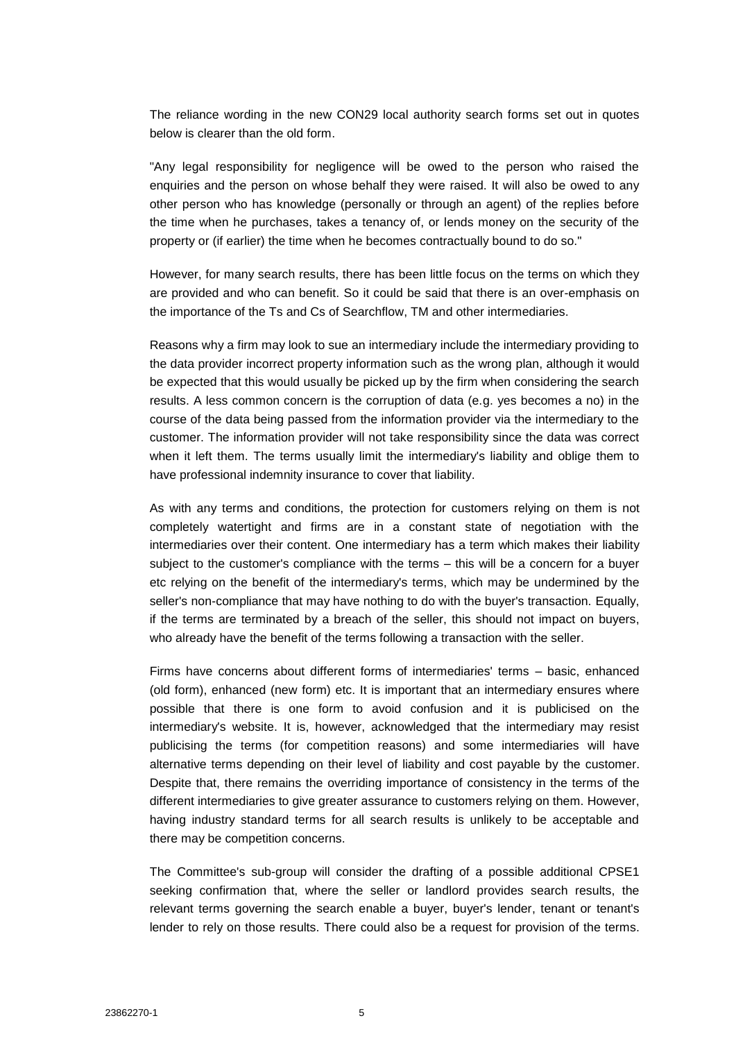The reliance wording in the new CON29 local authority search forms set out in quotes below is clearer than the old form.

"Any legal responsibility for negligence will be owed to the person who raised the enquiries and the person on whose behalf they were raised. It will also be owed to any other person who has knowledge (personally or through an agent) of the replies before the time when he purchases, takes a tenancy of, or lends money on the security of the property or (if earlier) the time when he becomes contractually bound to do so."

However, for many search results, there has been little focus on the terms on which they are provided and who can benefit. So it could be said that there is an over-emphasis on the importance of the Ts and Cs of Searchflow, TM and other intermediaries.

Reasons why a firm may look to sue an intermediary include the intermediary providing to the data provider incorrect property information such as the wrong plan, although it would be expected that this would usually be picked up by the firm when considering the search results. A less common concern is the corruption of data (e.g. yes becomes a no) in the course of the data being passed from the information provider via the intermediary to the customer. The information provider will not take responsibility since the data was correct when it left them. The terms usually limit the intermediary's liability and oblige them to have professional indemnity insurance to cover that liability.

As with any terms and conditions, the protection for customers relying on them is not completely watertight and firms are in a constant state of negotiation with the intermediaries over their content. One intermediary has a term which makes their liability subject to the customer's compliance with the terms – this will be a concern for a buyer etc relying on the benefit of the intermediary's terms, which may be undermined by the seller's non-compliance that may have nothing to do with the buyer's transaction. Equally, if the terms are terminated by a breach of the seller, this should not impact on buyers, who already have the benefit of the terms following a transaction with the seller.

Firms have concerns about different forms of intermediaries' terms – basic, enhanced (old form), enhanced (new form) etc. It is important that an intermediary ensures where possible that there is one form to avoid confusion and it is publicised on the intermediary's website. It is, however, acknowledged that the intermediary may resist publicising the terms (for competition reasons) and some intermediaries will have alternative terms depending on their level of liability and cost payable by the customer. Despite that, there remains the overriding importance of consistency in the terms of the different intermediaries to give greater assurance to customers relying on them. However, having industry standard terms for all search results is unlikely to be acceptable and there may be competition concerns.

The Committee's sub-group will consider the drafting of a possible additional CPSE1 seeking confirmation that, where the seller or landlord provides search results, the relevant terms governing the search enable a buyer, buyer's lender, tenant or tenant's lender to rely on those results. There could also be a request for provision of the terms.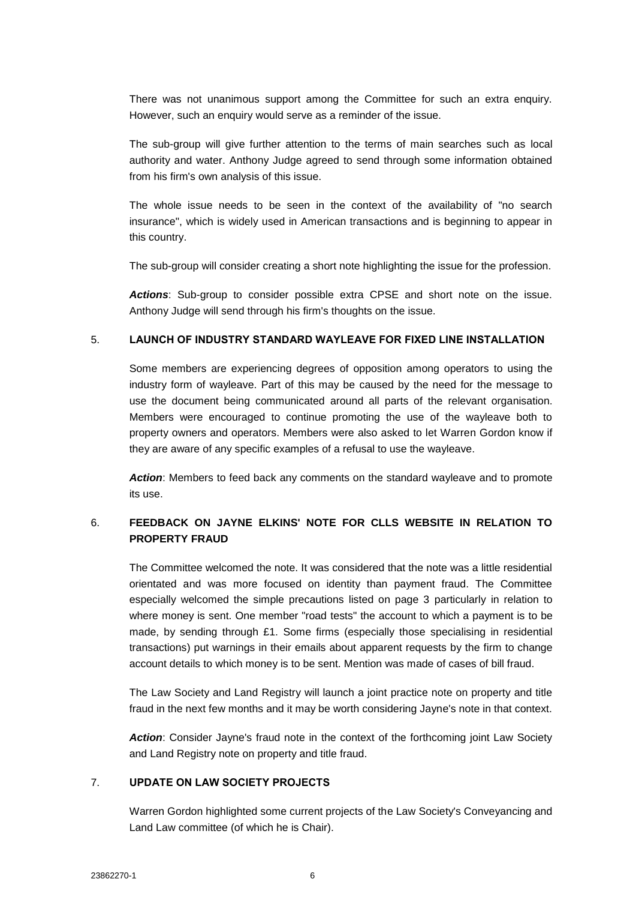There was not unanimous support among the Committee for such an extra enquiry. However, such an enquiry would serve as a reminder of the issue.

The sub-group will give further attention to the terms of main searches such as local authority and water. Anthony Judge agreed to send through some information obtained from his firm's own analysis of this issue.

The whole issue needs to be seen in the context of the availability of "no search insurance", which is widely used in American transactions and is beginning to appear in this country.

The sub-group will consider creating a short note highlighting the issue for the profession.

***Actions***: Sub-group to consider possible extra CPSE and short note on the issue. Anthony Judge will send through his firm's thoughts on the issue.

## 5. LAUNCH OF INDUSTRY STANDARD WAYLEAVE FOR FIXED LINE INSTALLATION

Some members are experiencing degrees of opposition among operators to using the industry form of wayleave. Part of this may be caused by the need for the message to use the document being communicated around all parts of the relevant organisation. Members were encouraged to continue promoting the use of the wayleave both to property owners and operators. Members were also asked to let Warren Gordon know if they are aware of any specific examples of a refusal to use the wayleave.

***Action***: Members to feed back any comments on the standard wayleave and to promote its use.

## 6. FEEDBACK ON JAYNE ELKINS' NOTE FOR CLLS WEBSITE IN RELATION TO PROPERTY FRAUD

The Committee welcomed the note. It was considered that the note was a little residential orientated and was more focused on identity than payment fraud. The Committee especially welcomed the simple precautions listed on page 3 particularly in relation to where money is sent. One member "road tests" the account to which a payment is to be made, by sending through £1. Some firms (especially those specialising in residential transactions) put warnings in their emails about apparent requests by the firm to change account details to which money is to be sent. Mention was made of cases of bill fraud.

The Law Society and Land Registry will launch a joint practice note on property and title fraud in the next few months and it may be worth considering Jayne's note in that context.

***Action***: Consider Jayne's fraud note in the context of the forthcoming joint Law Society and Land Registry note on property and title fraud.

## 7. UPDATE ON LAW SOCIETY PROJECTS

Warren Gordon highlighted some current projects of the Law Society's Conveyancing and Land Law committee (of which he is Chair).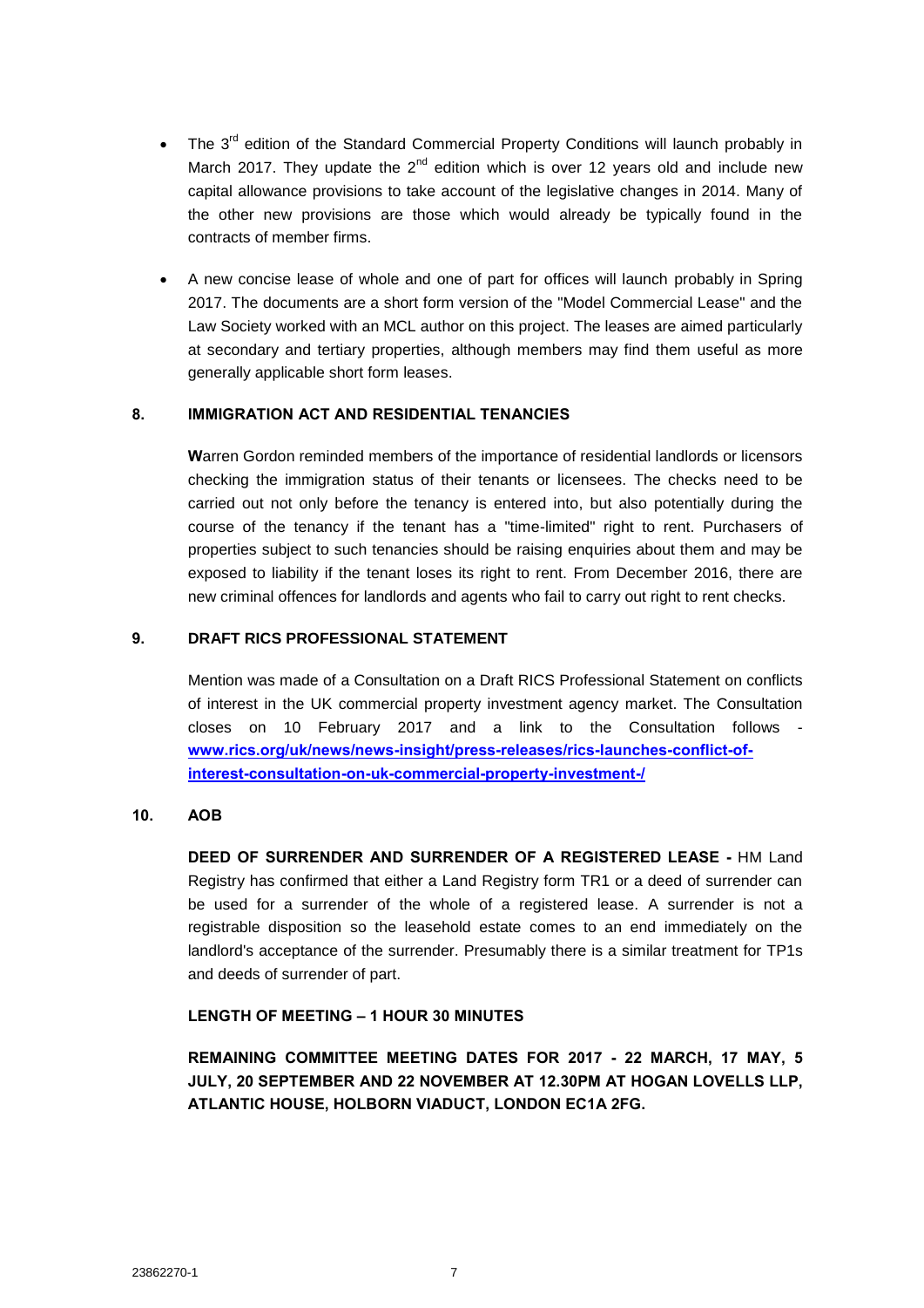- The 3rd edition of the Standard Commercial Property Conditions will launch probably in March 2017. They update the 2nd edition which is over 12 years old and include new capital allowance provisions to take account of the legislative changes in 2014. Many of the other new provisions are those which would already be typically found in the contracts of member firms.

- A new concise lease of whole and one of part for offices will launch probably in Spring 2017. The documents are a short form version of the "Model Commercial Lease" and the Law Society worked with an MCL author on this project. The leases are aimed particularly at secondary and tertiary properties, although members may find them useful as more generally applicable short form leases.

## 8. IMMIGRATION ACT AND RESIDENTIAL TENANCIES

**W**arren Gordon reminded members of the importance of residential landlords or licensors checking the immigration status of their tenants or licensees. The checks need to be carried out not only before the tenancy is entered into, but also potentially during the course of the tenancy if the tenant has a "time-limited" right to rent. Purchasers of properties subject to such tenancies should be raising enquiries about them and may be exposed to liability if the tenant loses its right to rent. From December 2016, there are new criminal offences for landlords and agents who fail to carry out right to rent checks.

## 9. DRAFT RICS PROFESSIONAL STATEMENT

Mention was made of a Consultation on a Draft RICS Professional Statement on conflicts of interest in the UK commercial property investment agency market. The Consultation closes on 10 February 2017 and a link to the Consultation follows - **www.rics.org/uk/news/news-insight/press-releases/rics-launches-conflict-of-interest-consultation-on-uk-commercial-property-investment-/**

## 10. AOB

**DEED OF SURRENDER AND SURRENDER OF A REGISTERED LEASE -** HM Land Registry has confirmed that either a Land Registry form TR1 or a deed of surrender can be used for a surrender of the whole of a registered lease. A surrender is not a registrable disposition so the leasehold estate comes to an end immediately on the landlord's acceptance of the surrender. Presumably there is a similar treatment for TP1s and deeds of surrender of part.

**LENGTH OF MEETING – 1 HOUR 30 MINUTES**

**REMAINING COMMITTEE MEETING DATES FOR 2017 - 22 MARCH, 17 MAY, 5 JULY, 20 SEPTEMBER AND 22 NOVEMBER AT 12.30PM AT HOGAN LOVELLS LLP, ATLANTIC HOUSE, HOLBORN VIADUCT, LONDON EC1A 2FG.**

23862270-1